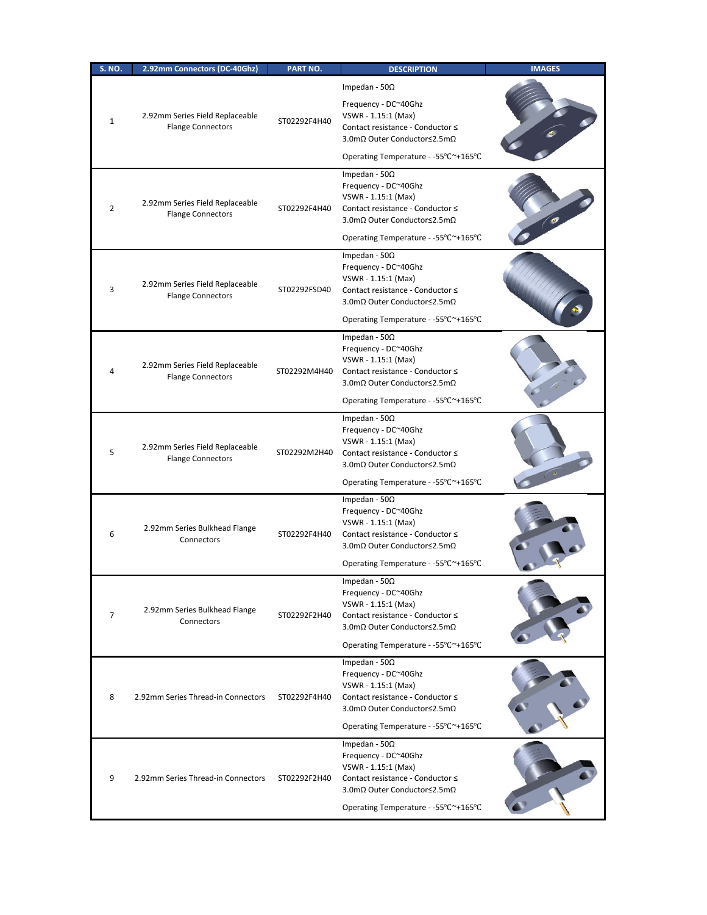| S. NO. | 2.92mm Connectors (DC-40Ghz) | PART NO. | DESCRIPTION | IMAGES |
|---|---|---|---|---|
| 1 | 2.92mm Series Field Replaceable Flange Connectors | ST02292F4H40 | Impedan - 50Ω<br>Frequency - DC~40Ghz<br>VSWR - 1.15:1 (Max)<br>Contact resistance - Conductor ≤ 3.0mΩ Outer Conductor≤2.5mΩ<br>Operating Temperature - -55℃~+165℃ | |
| 2 | 2.92mm Series Field Replaceable Flange Connectors | ST02292F4H40 | Impedan - 50Ω<br>Frequency - DC~40Ghz<br>VSWR - 1.15:1 (Max)<br>Contact resistance - Conductor ≤ 3.0mΩ Outer Conductor≤2.5mΩ<br>Operating Temperature - -55℃~+165℃ | |
| 3 | 2.92mm Series Field Replaceable Flange Connectors | ST02292FSD40 | Impedan - 50Ω<br>Frequency - DC~40Ghz<br>VSWR - 1.15:1 (Max)<br>Contact resistance - Conductor ≤ 3.0mΩ Outer Conductor≤2.5mΩ<br>Operating Temperature - -55℃~+165℃ | |
| 4 | 2.92mm Series Field Replaceable Flange Connectors | ST02292M4H40 | Impedan - 50Ω<br>Frequency - DC~40Ghz<br>VSWR - 1.15:1 (Max)<br>Contact resistance - Conductor ≤ 3.0mΩ Outer Conductor≤2.5mΩ<br>Operating Temperature - -55℃~+165℃ | |
| 5 | 2.92mm Series Field Replaceable Flange Connectors | ST02292M2H40 | Impedan - 50Ω<br>Frequency - DC~40Ghz<br>VSWR - 1.15:1 (Max)<br>Contact resistance - Conductor ≤ 3.0mΩ Outer Conductor≤2.5mΩ<br>Operating Temperature - -55℃~+165℃ | |
| 6 | 2.92mm Series Bulkhead Flange Connectors | ST02292F4H40 | Impedan - 50Ω<br>Frequency - DC~40Ghz<br>VSWR - 1.15:1 (Max)<br>Contact resistance - Conductor ≤ 3.0mΩ Outer Conductor≤2.5mΩ<br>Operating Temperature - -55℃~+165℃ | |
| 7 | 2.92mm Series Bulkhead Flange Connectors | ST02292F2H40 | Impedan - 50Ω<br>Frequency - DC~40Ghz<br>VSWR - 1.15:1 (Max)<br>Contact resistance - Conductor ≤ 3.0mΩ Outer Conductor≤2.5mΩ<br>Operating Temperature - -55℃~+165℃ | |
| 8 | 2.92mm Series Thread-in Connectors | ST02292F4H40 | Impedan - 50Ω<br>Frequency - DC~40Ghz<br>VSWR - 1.15:1 (Max)<br>Contact resistance - Conductor ≤ 3.0mΩ Outer Conductor≤2.5mΩ<br>Operating Temperature - -55℃~+165℃ | |
| 9 | 2.92mm Series Thread-in Connectors | ST02292F2H40 | Impedan - 50Ω<br>Frequency - DC~40Ghz<br>VSWR - 1.15:1 (Max)<br>Contact resistance - Conductor ≤ 3.0mΩ Outer Conductor≤2.5mΩ<br>Operating Temperature - -55℃~+165℃ | |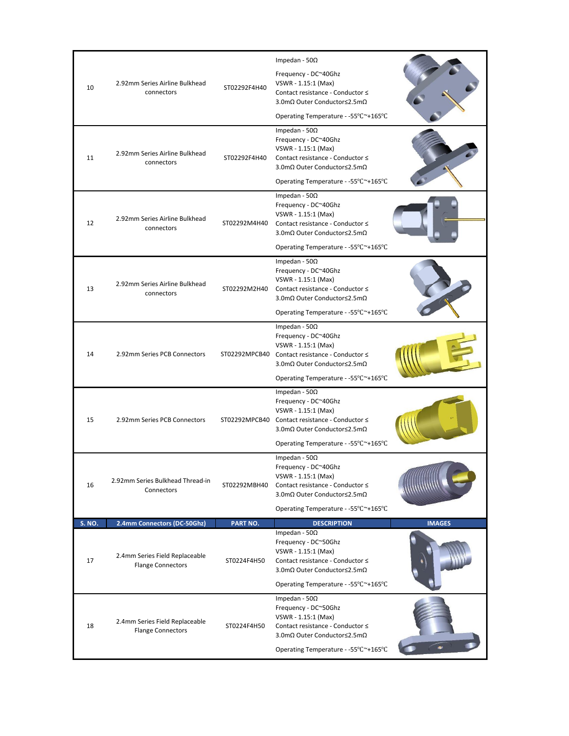| 10 | 2.92mm Series Airline Bulkhead connectors | ST02292F4H40 | Impedan - 50Ω<br>Frequency - DC~40Ghz<br>VSWR - 1.15:1 (Max)<br>Contact resistance - Conductor ≤ 3.0mΩ Outer Conductor≤2.5mΩ<br>Operating Temperature - -55℃~+165℃ | |
|---|---|---|---|---|
| 11 | 2.92mm Series Airline Bulkhead connectors | ST02292F4H40 | Impedan - 50Ω<br>Frequency - DC~40Ghz<br>VSWR - 1.15:1 (Max)<br>Contact resistance - Conductor ≤ 3.0mΩ Outer Conductor≤2.5mΩ<br>Operating Temperature - -55℃~+165℃ | |
| 12 | 2.92mm Series Airline Bulkhead connectors | ST02292M4H40 | Impedan - 50Ω<br>Frequency - DC~40Ghz<br>VSWR - 1.15:1 (Max)<br>Contact resistance - Conductor ≤ 3.0mΩ Outer Conductor≤2.5mΩ<br>Operating Temperature - -55℃~+165℃ | |
| 13 | 2.92mm Series Airline Bulkhead connectors | ST02292M2H40 | Impedan - 50Ω<br>Frequency - DC~40Ghz<br>VSWR - 1.15:1 (Max)<br>Contact resistance - Conductor ≤ 3.0mΩ Outer Conductor≤2.5mΩ<br>Operating Temperature - -55℃~+165℃ | |
| 14 | 2.92mm Series PCB Connectors | ST02292MPCB40 | Impedan - 50Ω<br>Frequency - DC~40Ghz<br>VSWR - 1.15:1 (Max)<br>Contact resistance - Conductor ≤ 3.0mΩ Outer Conductor≤2.5mΩ<br>Operating Temperature - -55℃~+165℃ | |
| 15 | 2.92mm Series PCB Connectors | ST02292MPCB40 | Impedan - 50Ω<br>Frequency - DC~40Ghz<br>VSWR - 1.15:1 (Max)<br>Contact resistance - Conductor ≤ 3.0mΩ Outer Conductor≤2.5mΩ<br>Operating Temperature - -55℃~+165℃ | |
| 16 | 2.92mm Series Bulkhead Thread-in Connectors | ST02292MBH40 | Impedan - 50Ω<br>Frequency - DC~40Ghz<br>VSWR - 1.15:1 (Max)<br>Contact resistance - Conductor ≤ 3.0mΩ Outer Conductor≤2.5mΩ<br>Operating Temperature - -55℃~+165℃ | |
| **S. NO.** | **2.4mm Connectors (DC-50Ghz)** | **PART NO.** | **DESCRIPTION** | **IMAGES** |
| 17 | 2.4mm Series Field Replaceable Flange Connectors | ST0224F4H50 | Impedan - 50Ω<br>Frequency - DC~50Ghz<br>VSWR - 1.15:1 (Max)<br>Contact resistance - Conductor ≤ 3.0mΩ Outer Conductor≤2.5mΩ<br>Operating Temperature - -55℃~+165℃ | |
| 18 | 2.4mm Series Field Replaceable Flange Connectors | ST0224F4H50 | Impedan - 50Ω<br>Frequency - DC~50Ghz<br>VSWR - 1.15:1 (Max)<br>Contact resistance - Conductor ≤ 3.0mΩ Outer Conductor≤2.5mΩ<br>Operating Temperature - -55℃~+165℃ | |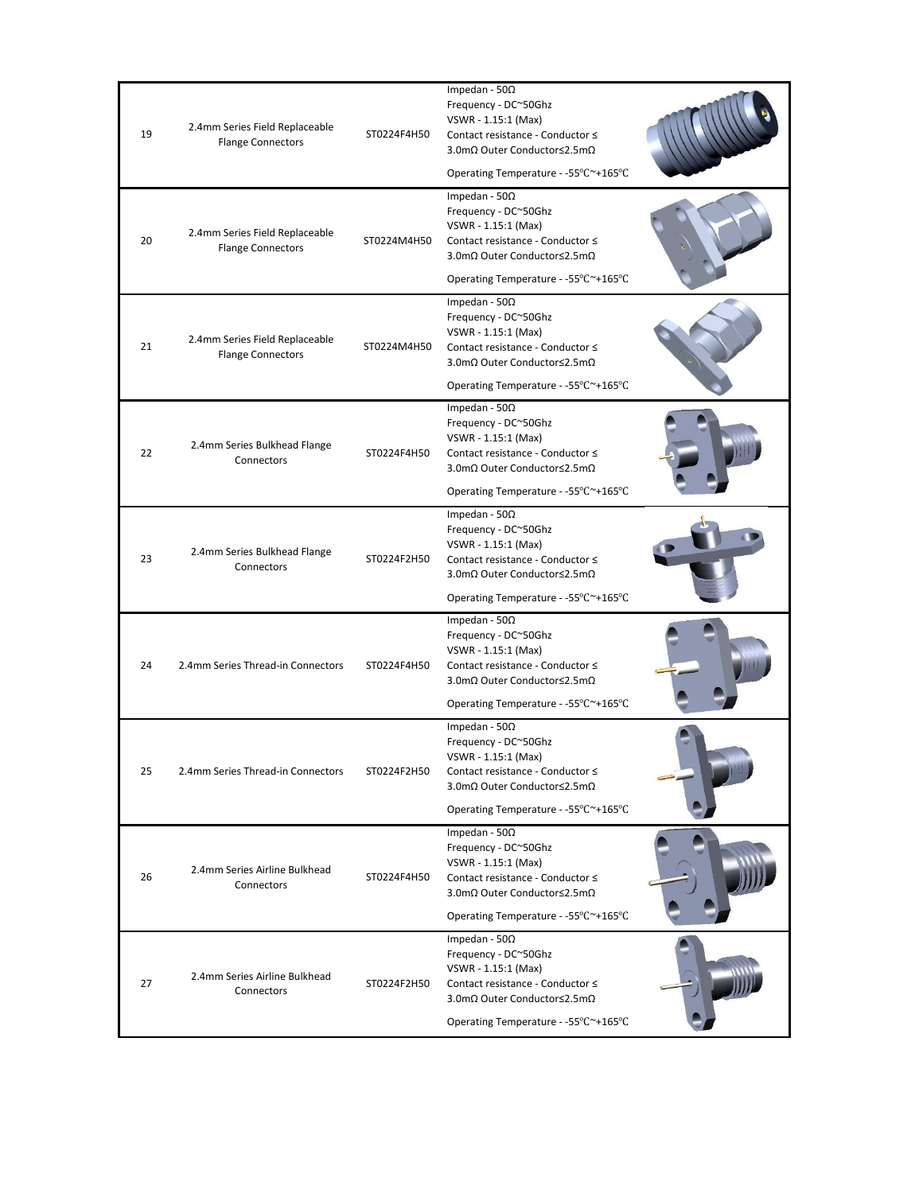| 19 | 2.4mm Series Field Replaceable Flange Connectors | ST0224F4H50 | Impedan - 50Ω<br>Frequency - DC~50Ghz<br>VSWR - 1.15:1 (Max)<br>Contact resistance - Conductor ≤ 3.0mΩ Outer Conductor≤2.5mΩ<br>Operating Temperature - -55℃~+165℃ | |
|---|---|---|---|---|
| 20 | 2.4mm Series Field Replaceable Flange Connectors | ST0224M4H50 | Impedan - 50Ω<br>Frequency - DC~50Ghz<br>VSWR - 1.15:1 (Max)<br>Contact resistance - Conductor ≤ 3.0mΩ Outer Conductor≤2.5mΩ<br>Operating Temperature - -55℃~+165℃ | |
| 21 | 2.4mm Series Field Replaceable Flange Connectors | ST0224M4H50 | Impedan - 50Ω<br>Frequency - DC~50Ghz<br>VSWR - 1.15:1 (Max)<br>Contact resistance - Conductor ≤ 3.0mΩ Outer Conductor≤2.5mΩ<br>Operating Temperature - -55℃~+165℃ | |
| 22 | 2.4mm Series Bulkhead Flange Connectors | ST0224F4H50 | Impedan - 50Ω<br>Frequency - DC~50Ghz<br>VSWR - 1.15:1 (Max)<br>Contact resistance - Conductor ≤ 3.0mΩ Outer Conductor≤2.5mΩ<br>Operating Temperature - -55℃~+165℃ | |
| 23 | 2.4mm Series Bulkhead Flange Connectors | ST0224F2H50 | Impedan - 50Ω<br>Frequency - DC~50Ghz<br>VSWR - 1.15:1 (Max)<br>Contact resistance - Conductor ≤ 3.0mΩ Outer Conductor≤2.5mΩ<br>Operating Temperature - -55℃~+165℃ | |
| 24 | 2.4mm Series Thread-in Connectors | ST0224F4H50 | Impedan - 50Ω<br>Frequency - DC~50Ghz<br>VSWR - 1.15:1 (Max)<br>Contact resistance - Conductor ≤ 3.0mΩ Outer Conductor≤2.5mΩ<br>Operating Temperature - -55℃~+165℃ | |
| 25 | 2.4mm Series Thread-in Connectors | ST0224F2H50 | Impedan - 50Ω<br>Frequency - DC~50Ghz<br>VSWR - 1.15:1 (Max)<br>Contact resistance - Conductor ≤ 3.0mΩ Outer Conductor≤2.5mΩ<br>Operating Temperature - -55℃~+165℃ | |
| 26 | 2.4mm Series Airline Bulkhead Connectors | ST0224F4H50 | Impedan - 50Ω<br>Frequency - DC~50Ghz<br>VSWR - 1.15:1 (Max)<br>Contact resistance - Conductor ≤ 3.0mΩ Outer Conductor≤2.5mΩ<br>Operating Temperature - -55℃~+165℃ | |
| 27 | 2.4mm Series Airline Bulkhead Connectors | ST0224F2H50 | Impedan - 50Ω<br>Frequency - DC~50Ghz<br>VSWR - 1.15:1 (Max)<br>Contact resistance - Conductor ≤ 3.0mΩ Outer Conductor≤2.5mΩ<br>Operating Temperature - -55℃~+165℃ | |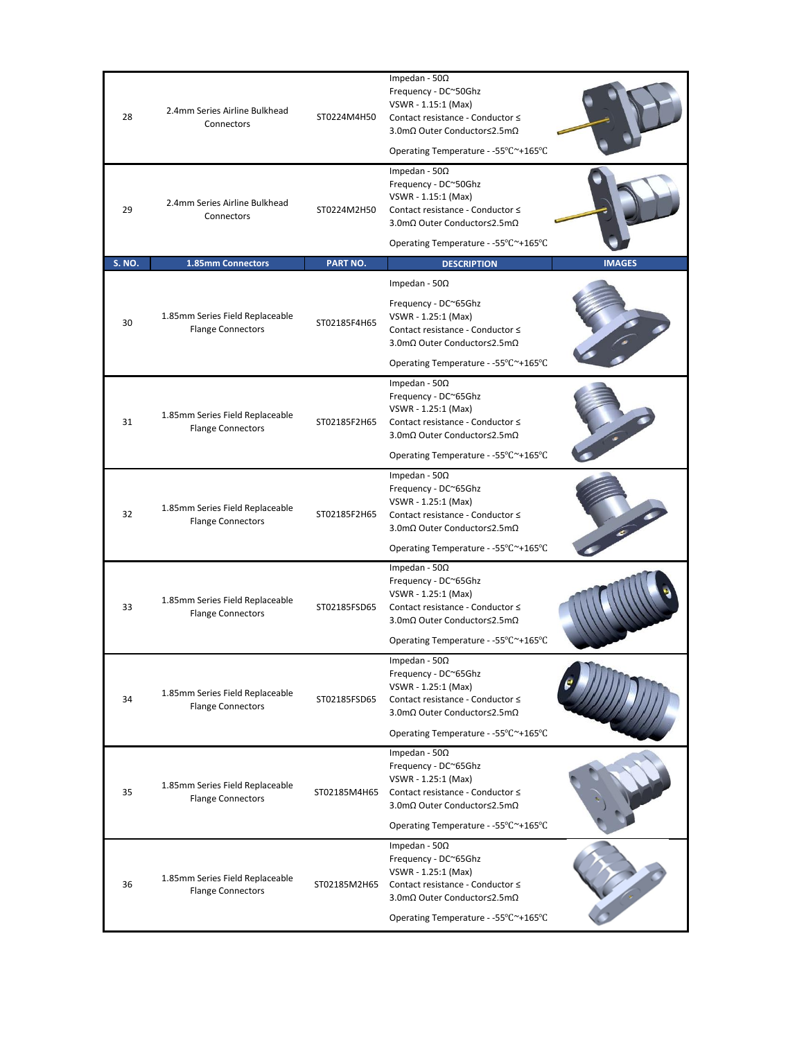| | | | | |
|---|---|---|---|---|
| 28 | 2.4mm Series Airline Bulkhead Connectors | ST0224M4H50 | Impedan - 50Ω<br>Frequency - DC~50Ghz<br>VSWR - 1.15:1 (Max)<br>Contact resistance - Conductor ≤ 3.0mΩ Outer Conductor≤2.5mΩ<br>Operating Temperature - -55℃~+165℃ | |
| 29 | 2.4mm Series Airline Bulkhead Connectors | ST0224M2H50 | Impedan - 50Ω<br>Frequency - DC~50Ghz<br>VSWR - 1.15:1 (Max)<br>Contact resistance - Conductor ≤ 3.0mΩ Outer Conductor≤2.5mΩ<br>Operating Temperature - -55℃~+165℃ | |

| S. NO. | 1.85mm Connectors | PART NO. | DESCRIPTION | IMAGES |
|---|---|---|---|---|
| 30 | 1.85mm Series Field Replaceable Flange Connectors | ST02185F4H65 | Impedan - 50Ω<br>Frequency - DC~65Ghz<br>VSWR - 1.25:1 (Max)<br>Contact resistance - Conductor ≤ 3.0mΩ Outer Conductor≤2.5mΩ<br>Operating Temperature - -55℃~+165℃ | |
| 31 | 1.85mm Series Field Replaceable Flange Connectors | ST02185F2H65 | Impedan - 50Ω<br>Frequency - DC~65Ghz<br>VSWR - 1.25:1 (Max)<br>Contact resistance - Conductor ≤ 3.0mΩ Outer Conductor≤2.5mΩ<br>Operating Temperature - -55℃~+165℃ | |
| 32 | 1.85mm Series Field Replaceable Flange Connectors | ST02185F2H65 | Impedan - 50Ω<br>Frequency - DC~65Ghz<br>VSWR - 1.25:1 (Max)<br>Contact resistance - Conductor ≤ 3.0mΩ Outer Conductor≤2.5mΩ<br>Operating Temperature - -55℃~+165℃ | |
| 33 | 1.85mm Series Field Replaceable Flange Connectors | ST02185FSD65 | Impedan - 50Ω<br>Frequency - DC~65Ghz<br>VSWR - 1.25:1 (Max)<br>Contact resistance - Conductor ≤ 3.0mΩ Outer Conductor≤2.5mΩ<br>Operating Temperature - -55℃~+165℃ | |
| 34 | 1.85mm Series Field Replaceable Flange Connectors | ST02185FSD65 | Impedan - 50Ω<br>Frequency - DC~65Ghz<br>VSWR - 1.25:1 (Max)<br>Contact resistance - Conductor ≤ 3.0mΩ Outer Conductor≤2.5mΩ<br>Operating Temperature - -55℃~+165℃ | |
| 35 | 1.85mm Series Field Replaceable Flange Connectors | ST02185M4H65 | Impedan - 50Ω<br>Frequency - DC~65Ghz<br>VSWR - 1.25:1 (Max)<br>Contact resistance - Conductor ≤ 3.0mΩ Outer Conductor≤2.5mΩ<br>Operating Temperature - -55℃~+165℃ | |
| 36 | 1.85mm Series Field Replaceable Flange Connectors | ST02185M2H65 | Impedan - 50Ω<br>Frequency - DC~65Ghz<br>VSWR - 1.25:1 (Max)<br>Contact resistance - Conductor ≤ 3.0mΩ Outer Conductor≤2.5mΩ<br>Operating Temperature - -55℃~+165℃ | |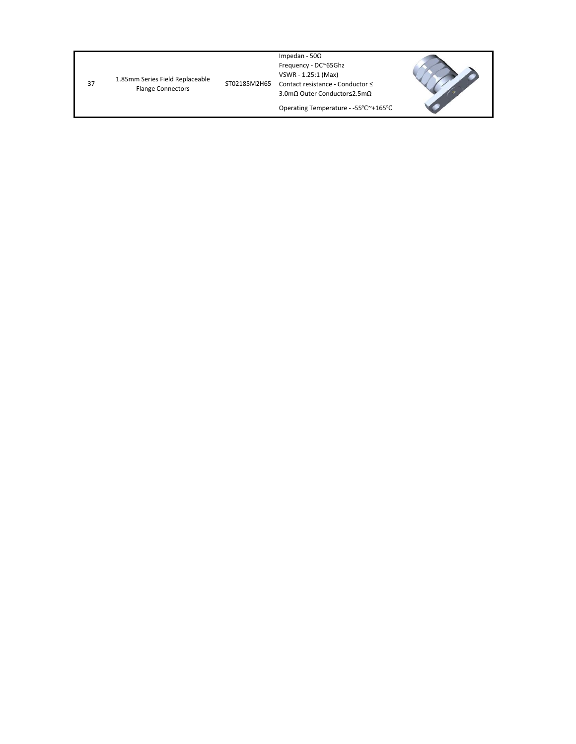| | | | | |
|---|---|---|---|---|
| 37 | 1.85mm Series Field Replaceable Flange Connectors | ST02185M2H65 | Impedan - 50Ω<br>Frequency - DC~65Ghz<br>VSWR - 1.25:1 (Max)<br>Contact resistance - Conductor ≤ 3.0mΩ Outer Conductor≤2.5mΩ<br>Operating Temperature - -55℃~+165℃ | |